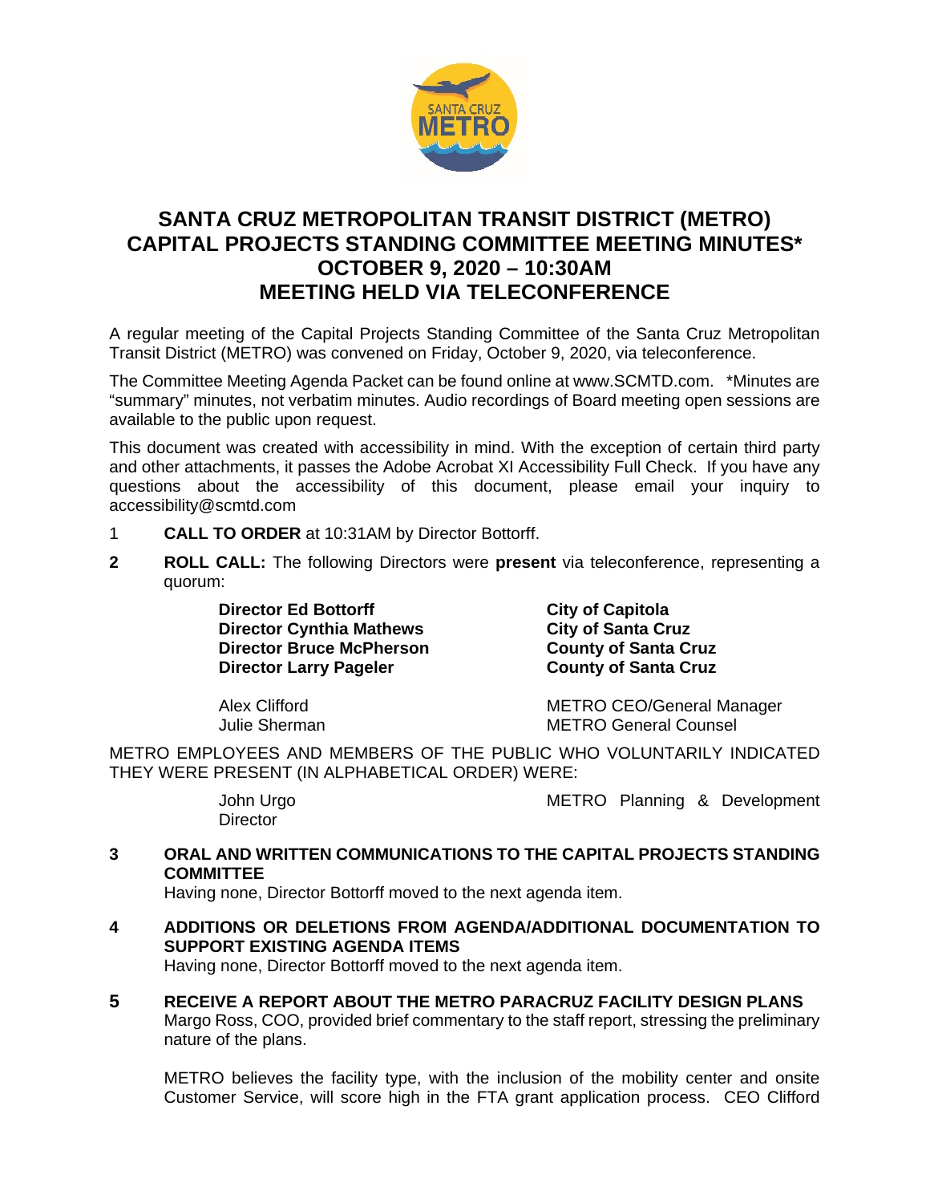# SANTA CRUZ METROPOLITAN TRANSIT DISTRICT (METRO) CAPITAL PROJECTS STANDING COMMITTEE MEETING MINUTES* OCTOBER 9, 2020 – 10:30AM MEETING HELD VIA TELECONFERENCE

A regular meeting of the Capital Projects Standing Committee of the Santa Cruz Metropolitan Transit District (METRO) was convened on Friday, October 9, 2020, via teleconference.

The Committee Meeting Agenda Packet can be found online at www.SCMTD.com. *Minutes are "summary" minutes, not verbatim minutes. Audio recordings of Board meeting open sessions are available to the public upon request.

This document was created with accessibility in mind. With the exception of certain third party and other attachments, it passes the Adobe Acrobat XI Accessibility Full Check. If you have any questions about the accessibility of this document, please email your inquiry to accessibility@scmtd.com

1 **CALL TO ORDER** at 10:31AM by Director Bottorff.

**2 ROLL CALL:** The following Directors were **present** via teleconference, representing a quorum:

| | |
|---|---|
| **Director Ed Bottorff** | **City of Capitola** |
| **Director Cynthia Mathews** | **City of Santa Cruz** |
| **Director Bruce McPherson** | **County of Santa Cruz** |
| **Director Larry Pageler** | **County of Santa Cruz** |
| Alex Clifford | METRO CEO/General Manager |
| Julie Sherman | METRO General Counsel |

METRO EMPLOYEES AND MEMBERS OF THE PUBLIC WHO VOLUNTARILY INDICATED THEY WERE PRESENT (IN ALPHABETICAL ORDER) WERE:

| | |
|---|---|
| John Urgo | METRO Planning & Development Director |

**3 ORAL AND WRITTEN COMMUNICATIONS TO THE CAPITAL PROJECTS STANDING COMMITTEE**

Having none, Director Bottorff moved to the next agenda item.

**4 ADDITIONS OR DELETIONS FROM AGENDA/ADDITIONAL DOCUMENTATION TO SUPPORT EXISTING AGENDA ITEMS**

Having none, Director Bottorff moved to the next agenda item.

**5 RECEIVE A REPORT ABOUT THE METRO PARACRUZ FACILITY DESIGN PLANS**

Margo Ross, COO, provided brief commentary to the staff report, stressing the preliminary nature of the plans.

METRO believes the facility type, with the inclusion of the mobility center and onsite Customer Service, will score high in the FTA grant application process. CEO Clifford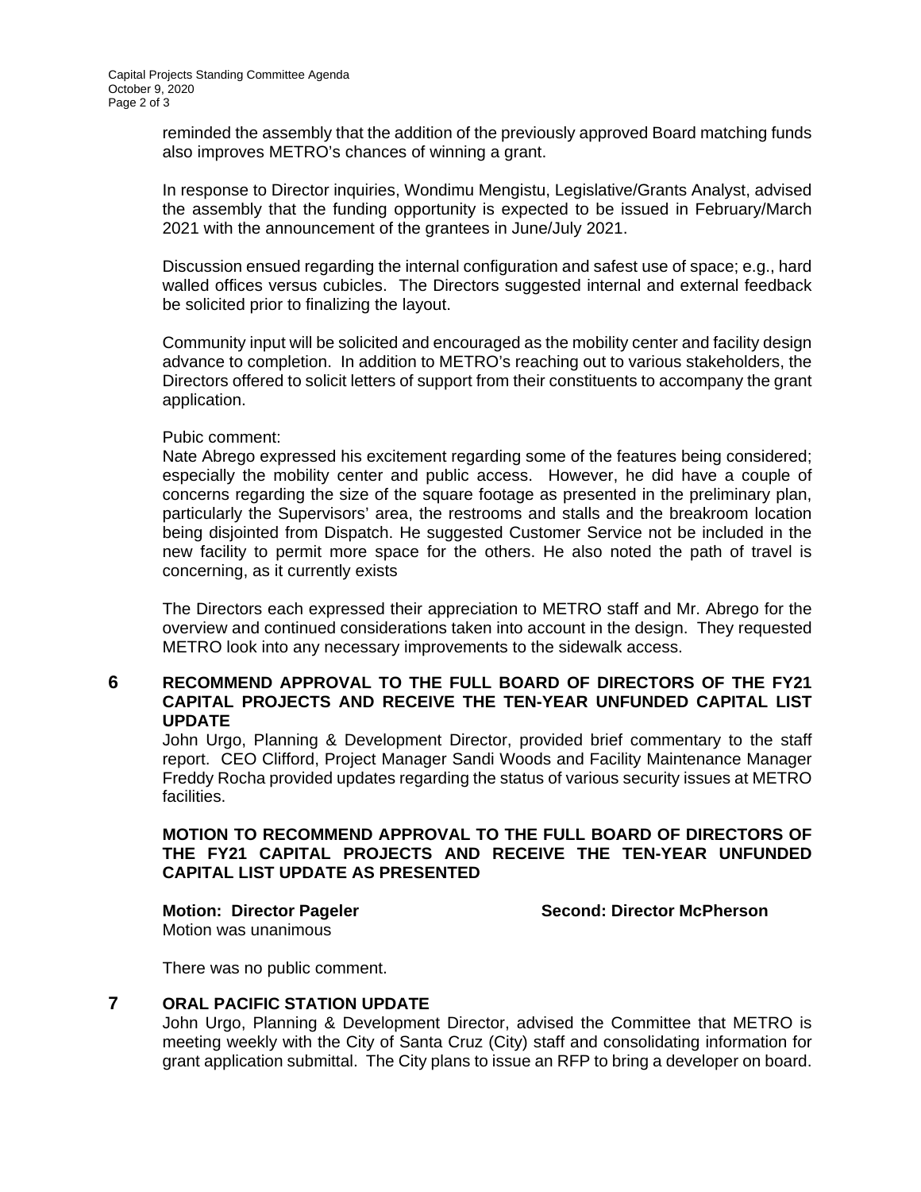reminded the assembly that the addition of the previously approved Board matching funds also improves METRO's chances of winning a grant.

In response to Director inquiries, Wondimu Mengistu, Legislative/Grants Analyst, advised the assembly that the funding opportunity is expected to be issued in February/March 2021 with the announcement of the grantees in June/July 2021.

Discussion ensued regarding the internal configuration and safest use of space; e.g., hard walled offices versus cubicles. The Directors suggested internal and external feedback be solicited prior to finalizing the layout.

Community input will be solicited and encouraged as the mobility center and facility design advance to completion. In addition to METRO's reaching out to various stakeholders, the Directors offered to solicit letters of support from their constituents to accompany the grant application.

Pubic comment:
Nate Abrego expressed his excitement regarding some of the features being considered; especially the mobility center and public access. However, he did have a couple of concerns regarding the size of the square footage as presented in the preliminary plan, particularly the Supervisors' area, the restrooms and stalls and the breakroom location being disjointed from Dispatch. He suggested Customer Service not be included in the new facility to permit more space for the others. He also noted the path of travel is concerning, as it currently exists

The Directors each expressed their appreciation to METRO staff and Mr. Abrego for the overview and continued considerations taken into account in the design. They requested METRO look into any necessary improvements to the sidewalk access.

**6 RECOMMEND APPROVAL TO THE FULL BOARD OF DIRECTORS OF THE FY21 CAPITAL PROJECTS AND RECEIVE THE TEN-YEAR UNFUNDED CAPITAL LIST UPDATE**

John Urgo, Planning & Development Director, provided brief commentary to the staff report. CEO Clifford, Project Manager Sandi Woods and Facility Maintenance Manager Freddy Rocha provided updates regarding the status of various security issues at METRO facilities.

**MOTION TO RECOMMEND APPROVAL TO THE FULL BOARD OF DIRECTORS OF THE FY21 CAPITAL PROJECTS AND RECEIVE THE TEN-YEAR UNFUNDED CAPITAL LIST UPDATE AS PRESENTED**

**Motion: Director Pageler** **Second: Director McPherson**
Motion was unanimous

There was no public comment.

**7 ORAL PACIFIC STATION UPDATE**

John Urgo, Planning & Development Director, advised the Committee that METRO is meeting weekly with the City of Santa Cruz (City) staff and consolidating information for grant application submittal. The City plans to issue an RFP to bring a developer on board.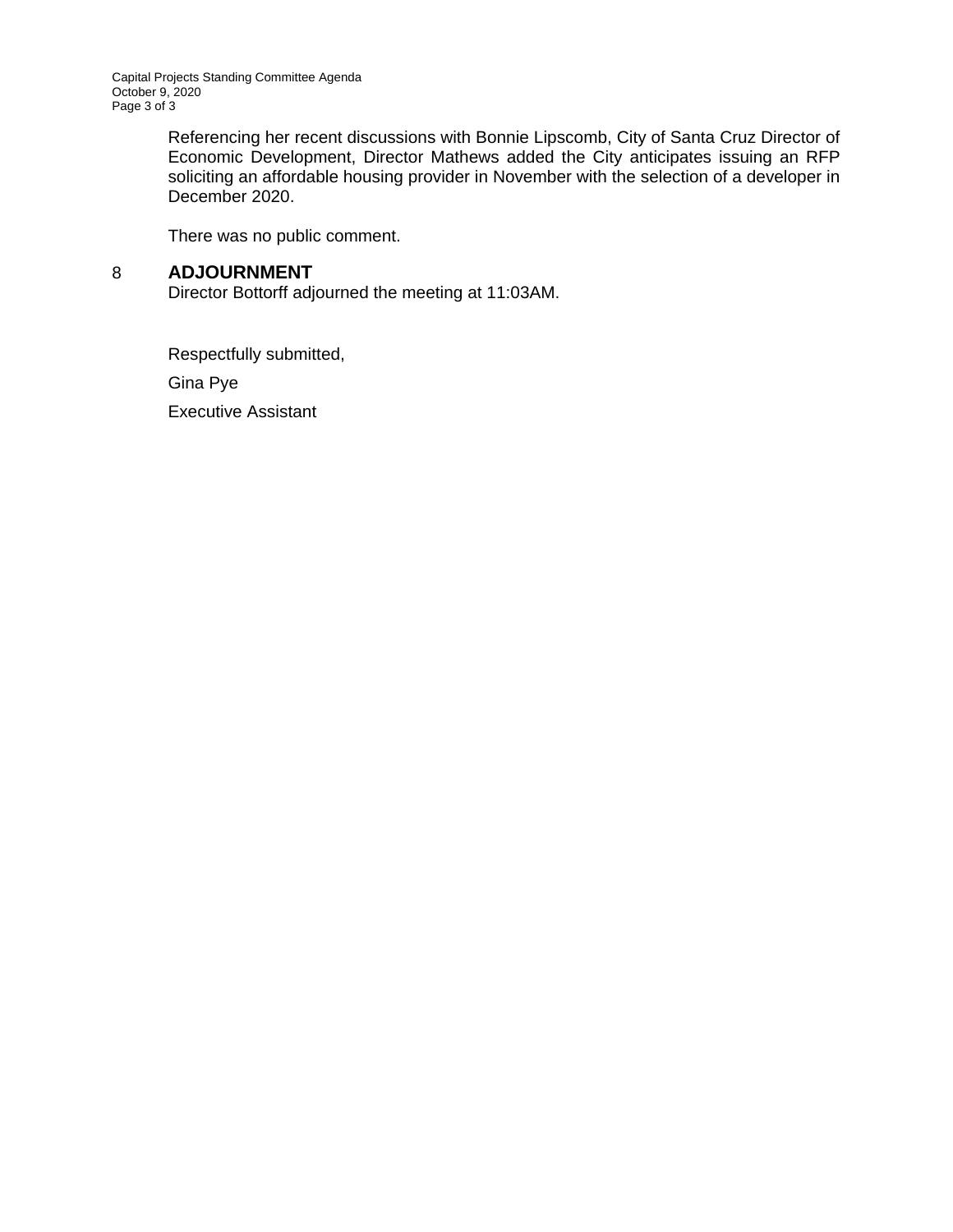Referencing her recent discussions with Bonnie Lipscomb, City of Santa Cruz Director of Economic Development, Director Mathews added the City anticipates issuing an RFP soliciting an affordable housing provider in November with the selection of a developer in December 2020.

There was no public comment.

## 8 ADJOURNMENT

Director Bottorff adjourned the meeting at 11:03AM.

Respectfully submitted,

Gina Pye

Executive Assistant